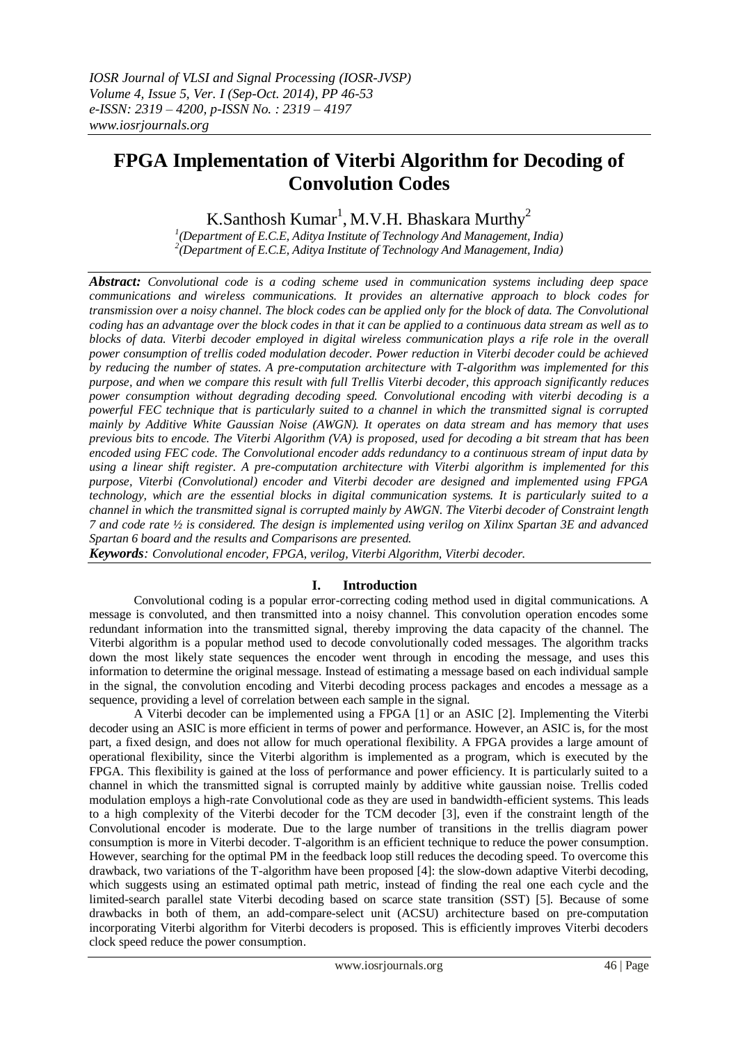# FPGA Implementation of Viterbi Algorithm for Decoding of Convolution Codes

K.Santhosh Kumar[1], M.V.H. Bhaskara Murthy[2]

[1](Department of E.C.E, Aditya Institute of Technology And Management, India)
[2](Department of E.C.E, Aditya Institute of Technology And Management, India)

***Abstract:*** *Convolutional code is a coding scheme used in communication systems including deep space communications and wireless communications. It provides an alternative approach to block codes for transmission over a noisy channel. The block codes can be applied only for the block of data. The Convolutional coding has an advantage over the block codes in that it can be applied to a continuous data stream as well as to blocks of data. Viterbi decoder employed in digital wireless communication plays a rife role in the overall power consumption of trellis coded modulation decoder. Power reduction in Viterbi decoder could be achieved by reducing the number of states. A pre-computation architecture with T-algorithm was implemented for this purpose, and when we compare this result with full Trellis Viterbi decoder, this approach significantly reduces power consumption without degrading decoding speed. Convolutional encoding with viterbi decoding is a powerful FEC technique that is particularly suited to a channel in which the transmitted signal is corrupted mainly by Additive White Gaussian Noise (AWGN). It operates on data stream and has memory that uses previous bits to encode. The Viterbi Algorithm (VA) is proposed, used for decoding a bit stream that has been encoded using FEC code. The Convolutional encoder adds redundancy to a continuous stream of input data by using a linear shift register. A pre-computation architecture with Viterbi algorithm is implemented for this purpose, Viterbi (Convolutional) encoder and Viterbi decoder are designed and implemented using FPGA technology, which are the essential blocks in digital communication systems. It is particularly suited to a channel in which the transmitted signal is corrupted mainly by AWGN. The Viterbi decoder of Constraint length 7 and code rate ½ is considered. The design is implemented using verilog on Xilinx Spartan 3E and advanced Spartan 6 board and the results and Comparisons are presented.*

***Keywords****: Convolutional encoder, FPGA, verilog, Viterbi Algorithm, Viterbi decoder.*

## I. Introduction

Convolutional coding is a popular error-correcting coding method used in digital communications. A message is convoluted, and then transmitted into a noisy channel. This convolution operation encodes some redundant information into the transmitted signal, thereby improving the data capacity of the channel. The Viterbi algorithm is a popular method used to decode convolutionally coded messages. The algorithm tracks down the most likely state sequences the encoder went through in encoding the message, and uses this information to determine the original message. Instead of estimating a message based on each individual sample in the signal, the convolution encoding and Viterbi decoding process packages and encodes a message as a sequence, providing a level of correlation between each sample in the signal.

A Viterbi decoder can be implemented using a FPGA [1] or an ASIC [2]. Implementing the Viterbi decoder using an ASIC is more efficient in terms of power and performance. However, an ASIC is, for the most part, a fixed design, and does not allow for much operational flexibility. A FPGA provides a large amount of operational flexibility, since the Viterbi algorithm is implemented as a program, which is executed by the FPGA. This flexibility is gained at the loss of performance and power efficiency. It is particularly suited to a channel in which the transmitted signal is corrupted mainly by additive white gaussian noise. Trellis coded modulation employs a high-rate Convolutional code as they are used in bandwidth-efficient systems. This leads to a high complexity of the Viterbi decoder for the TCM decoder [3], even if the constraint length of the Convolutional encoder is moderate. Due to the large number of transitions in the trellis diagram power consumption is more in Viterbi decoder. T-algorithm is an efficient technique to reduce the power consumption. However, searching for the optimal PM in the feedback loop still reduces the decoding speed. To overcome this drawback, two variations of the T-algorithm have been proposed [4]: the slow-down adaptive Viterbi decoding, which suggests using an estimated optimal path metric, instead of finding the real one each cycle and the limited-search parallel state Viterbi decoding based on scarce state transition (SST) [5]. Because of some drawbacks in both of them, an add-compare-select unit (ACSU) architecture based on pre-computation incorporating Viterbi algorithm for Viterbi decoders is proposed. This is efficiently improves Viterbi decoders clock speed reduce the power consumption.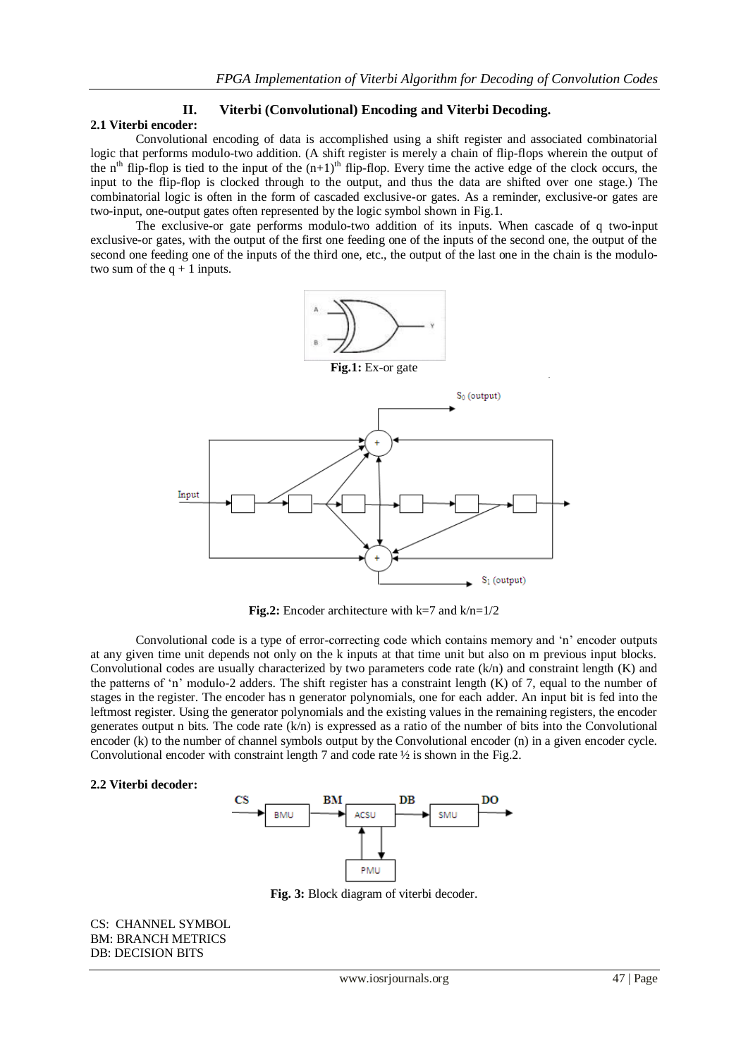## II. Viterbi (Convolutional) Encoding and Viterbi Decoding.

### 2.1 Viterbi encoder:

Convolutional encoding of data is accomplished using a shift register and associated combinatorial logic that performs modulo-two addition. (A shift register is merely a chain of flip-flops wherein the output of the $n^{th}$ flip-flop is tied to the input of the $(n+1)^{th}$ flip-flop. Every time the active edge of the clock occurs, the input to the flip-flop is clocked through to the output, and thus the data are shifted over one stage.) The combinatorial logic is often in the form of cascaded exclusive-or gates. As a reminder, exclusive-or gates are two-input, one-output gates often represented by the logic symbol shown in Fig.1.

The exclusive-or gate performs modulo-two addition of its inputs. When cascade of q two-input exclusive-or gates, with the output of the first one feeding one of the inputs of the second one, the output of the second one feeding one of the inputs of the third one, etc., the output of the last one in the chain is the modulo-two sum of the $q + 1$ inputs.

**Fig.1:** Ex-or gate

**Fig.2:** Encoder architecture with k=7 and k/n=1/2

Convolutional code is a type of error-correcting code which contains memory and 'n' encoder outputs at any given time unit depends not only on the k inputs at that time unit but also on m previous input blocks. Convolutional codes are usually characterized by two parameters code rate (k/n) and constraint length (K) and the patterns of 'n' modulo-2 adders. The shift register has a constraint length (K) of 7, equal to the number of stages in the register. The encoder has n generator polynomials, one for each adder. An input bit is fed into the leftmost register. Using the generator polynomials and the existing values in the remaining registers, the encoder generates output n bits. The code rate (k/n) is expressed as a ratio of the number of bits into the Convolutional encoder (k) to the number of channel symbols output by the Convolutional encoder (n) in a given encoder cycle. Convolutional encoder with constraint length 7 and code rate ½ is shown in the Fig.2.

### 2.2 Viterbi decoder:

**Fig. 3:** Block diagram of viterbi decoder.

CS: CHANNEL SYMBOL
BM: BRANCH METRICS
DB: DECISION BITS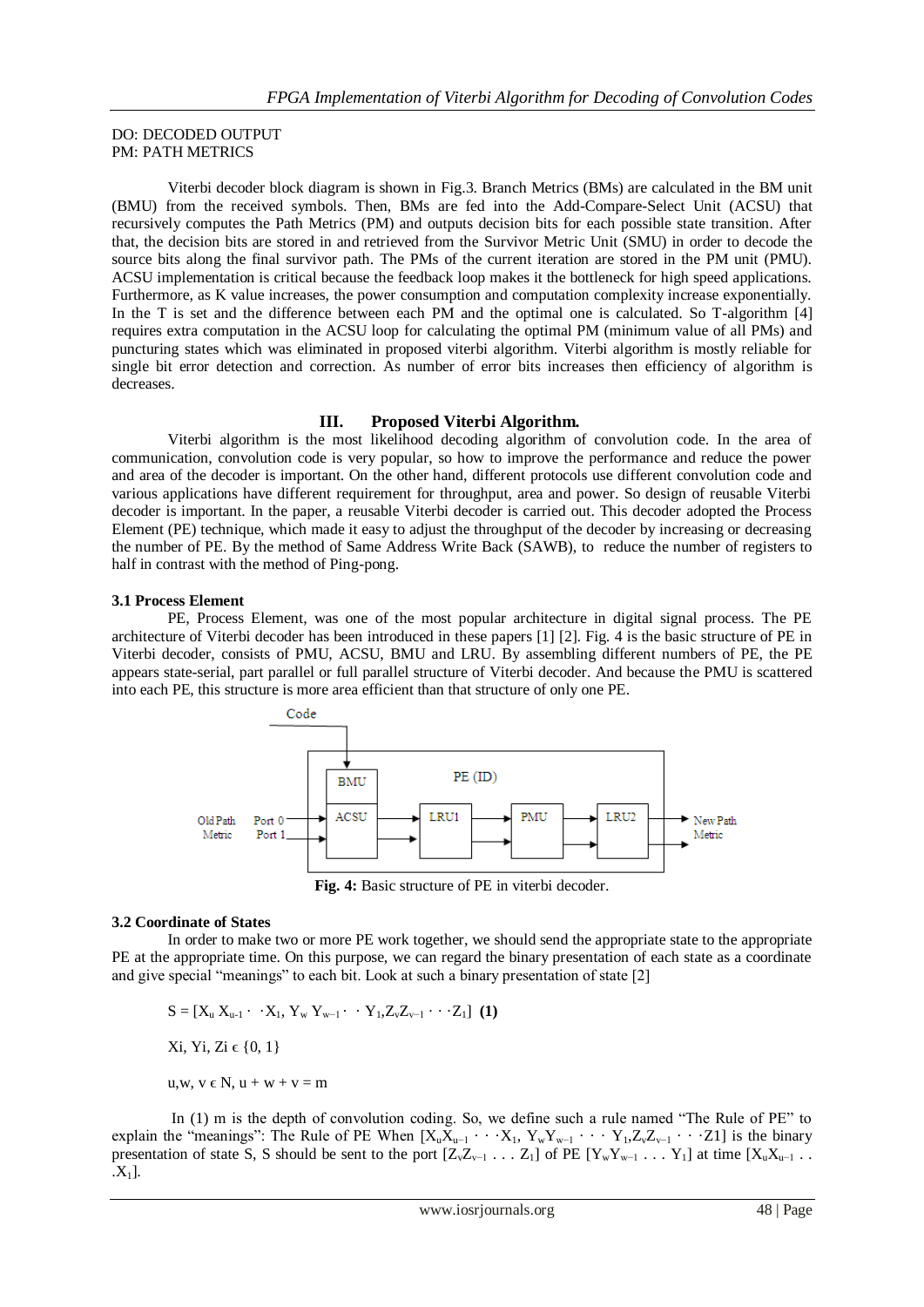DO: DECODED OUTPUT
PM: PATH METRICS

Viterbi decoder block diagram is shown in Fig.3. Branch Metrics (BMs) are calculated in the BM unit (BMU) from the received symbols. Then, BMs are fed into the Add-Compare-Select Unit (ACSU) that recursively computes the Path Metrics (PM) and outputs decision bits for each possible state transition. After that, the decision bits are stored in and retrieved from the Survivor Metric Unit (SMU) in order to decode the source bits along the final survivor path. The PMs of the current iteration are stored in the PM unit (PMU). ACSU implementation is critical because the feedback loop makes it the bottleneck for high speed applications. Furthermore, as K value increases, the power consumption and computation complexity increase exponentially. In the T is set and the difference between each PM and the optimal one is calculated. So T-algorithm [4] requires extra computation in the ACSU loop for calculating the optimal PM (minimum value of all PMs) and puncturing states which was eliminated in proposed viterbi algorithm. Viterbi algorithm is mostly reliable for single bit error detection and correction. As number of error bits increases then efficiency of algorithm is decreases.

## III. Proposed Viterbi Algorithm.

Viterbi algorithm is the most likelihood decoding algorithm of convolution code. In the area of communication, convolution code is very popular, so how to improve the performance and reduce the power and area of the decoder is important. On the other hand, different protocols use different convolution code and various applications have different requirement for throughput, area and power. So design of reusable Viterbi decoder is important. In the paper, a reusable Viterbi decoder is carried out. This decoder adopted the Process Element (PE) technique, which made it easy to adjust the throughput of the decoder by increasing or decreasing the number of PE. By the method of Same Address Write Back (SAWB), to reduce the number of registers to half in contrast with the method of Ping-pong.

### 3.1 Process Element

PE, Process Element, was one of the most popular architecture in digital signal process. The PE architecture of Viterbi decoder has been introduced in these papers [1] [2]. Fig. 4 is the basic structure of PE in Viterbi decoder, consists of PMU, ACSU, BMU and LRU. By assembling different numbers of PE, the PE appears state-serial, part parallel or full parallel structure of Viterbi decoder. And because the PMU is scattered into each PE, this structure is more area efficient than that structure of only one PE.

**Fig. 4:** Basic structure of PE in viterbi decoder.

### 3.2 Coordinate of States

In order to make two or more PE work together, we should send the appropriate state to the appropriate PE at the appropriate time. On this purpose, we can regard the binary presentation of each state as a coordinate and give special "meanings" to each bit. Look at such a binary presentation of state [2]

$$S = [X_u X_{u-1} \cdots X_1, Y_w Y_{w-1} \cdots Y_1, Z_v Z_{v-1} \cdots Z_1] \quad \textbf{(1)}$$

$$X_i, Y_i, Z_i \in \{0, 1\}$$

$$u, w, v \in N,\ u + w + v = m$$

In (1) m is the depth of convolution coding. So, we define such a rule named "The Rule of PE" to explain the "meanings": The Rule of PE When $[X_u X_{u-1} \cdots X_1, Y_w Y_{w-1} \cdots Y_1, Z_v Z_{v-1} \cdots Z_1]$ is the binary presentation of state S, S should be sent to the port $[Z_v Z_{v-1} \ldots Z_1]$ of PE $[Y_w Y_{w-1} \ldots Y_1]$ at time $[X_u X_{u-1} \ldots X_1]$.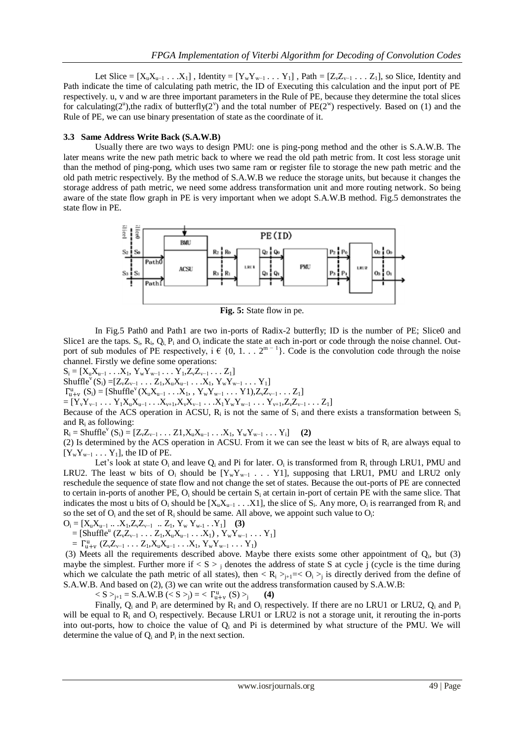Let Slice = $[X_u X_{u-1} \ldots X_1]$ , Identity = $[Y_w Y_{w-1} \ldots Y_1]$ , Path = $[Z_v Z_{v-1} \ldots Z_1]$, so Slice, Identity and Path indicate the time of calculating path metric, the ID of Executing this calculation and the input port of PE respectively. u, v and w are three important parameters in the Rule of PE, because they determine the total slices for calculating($2^u$),the radix of butterfly($2^v$) and the total number of PE($2^w$) respectively. Based on (1) and the Rule of PE, we can use binary presentation of state as the coordinate of it.

### 3.3 Same Address Write Back (S.A.W.B)

Usually there are two ways to design PMU: one is ping-pong method and the other is S.A.W.B. The later means write the new path metric back to where we read the old path metric from. It cost less storage unit than the method of ping-pong, which uses two same ram or register file to storage the new path metric and the old path metric respectively. By the method of S.A.W.B we reduce the storage units, but because it changes the storage address of path metric, we need some address transformation unit and more routing network. So being aware of the state flow graph in PE is very important when we adopt S.A.W.B method. Fig.5 demonstrates the state flow in PE.

**Fig. 5:** State flow in pe.

In Fig.5 Path0 and Path1 are two in-ports of Radix-2 butterfly; ID is the number of PE; Slice0 and Slice1 are the taps. $S_i$, $R_i$, $Q_i$, $P_i$ and $O_i$ indicate the state at each in-port or code through the noise channel. Out-port of sub modules of PE respectively, $i \in \{0, 1 \ldots 2^{m-1}\}$. Code is the convolution code through the noise channel. Firstly we define some operations:

$S_i = [X_u X_{u-1} \ldots X_1,\ Y_w Y_{w-1} \ldots Y_1, Z_v Z_{v-1} \ldots Z_1]$

$\text{Shuffle}^v(S_i) = [Z_v Z_{v-1} \ldots Z_1, X_u X_{u-1} \ldots X_1,\ Y_w Y_{w-1} \ldots Y_1]$

$\Gamma^u_{u+v}(S_i) = [\text{Shuffle}^v(X_u X_{u-1} \ldots X_1, , Y_w Y_{w-1} \ldots Y1), Z_v Z_{v-1} \ldots Z_1]$

$= [Y_v Y_{v-1} \ldots Y_1 X_u X_{u-1} \ldots X_{v+1}, X_v X_{v-1} \ldots X_1 Y_w Y_{w-1} \ldots Y_{v+1}, Z_v Z_{v-1} \ldots Z_1]$

Because of the ACS operation in ACSU, $R_i$ is not the same of $S_i$ and there exists a transformation between $S_i$ and $R_i$ as following:

$R_i = \text{Shuffle}^v(S_i) = [Z_v Z_{v-1} \ldots Z1, X_u X_{u-1} \ldots X_1,\ Y_w Y_{w-1} \ldots Y_i]$ **(2)**

(2) Is determined by the ACS operation in ACSU. From it we can see the least w bits of $R_i$ are always equal to $[Y_w Y_{w-1} \ldots Y_1]$, the ID of PE.

Let's look at state $O_i$ and leave $Q_i$ and Pi for later. $O_i$ is transformed from $R_i$ through LRU1, PMU and LRU2. The least w bits of $O_i$ should be $[Y_w Y_{w-1} \ldots Y1]$, supposing that LRU1, PMU and LRU2 only reschedule the sequence of state flow and not change the set of states. Because the out-ports of PE are connected to certain in-ports of another PE, $O_i$ should be certain $S_i$ at certain in-port of certain PE with the same slice. That indicates the most u bits of $O_i$ should be $[X_u X_{u-1} \ldots X1]$, the slice of $S_i$. Any more, $O_i$ is rearranged from $R_i$ and so the set of $O_i$ and the set of $R_i$ should be same. All above, we appoint such value to $O_i$:

$O_i = [X_u X_{u-1} .. X_1, Z_v Z_{v-1} .. Z_1,\ Y_w Y_{w-1} .. Y_1]$ **(3)**

$= [\text{Shuffle}^u(Z_v Z_{v-1} \ldots Z_1, X_u X_{u-1} \ldots X_1),\ Y_w Y_{w-1} \ldots Y_1]$

$= \Gamma^u_{u+v}(Z_v Z_{v-1} \ldots Z_1, X_u X_{u-1} \ldots X_1,\ Y_w Y_{w-1} \ldots Y_1)$

(3) Meets all the requirements described above. Maybe there exists some other appointment of $Q_i$, but (3) maybe the simplest. Further more if $< S >_j$ denotes the address of state S at cycle j (cycle is the time during which we calculate the path metric of all states), then $< R_i >_{j+1} = < O_i >_j$ is directly derived from the define of S.A.W.B. And based on (2), (3) we can write out the address transformation caused by S.A.W.B:

$< S >_{j+1} = \text{S.A.W.B}(< S >_j) = < \Gamma^u_{u+v}(S) >_j$ **(4)**

Finally, $Q_i$ and $P_i$ are determined by $R_i$ and $O_i$ respectively. If there are no LRU1 or LRU2, $Q_i$ and $P_i$ will be equal to $R_i$ and $O_i$ respectively. Because LRU1 or LRU2 is not a storage unit, it rerouting the in-ports into out-ports, how to choice the value of $Q_i$ and Pi is determined by what structure of the PMU. We will determine the value of $Q_i$ and $P_i$ in the next section.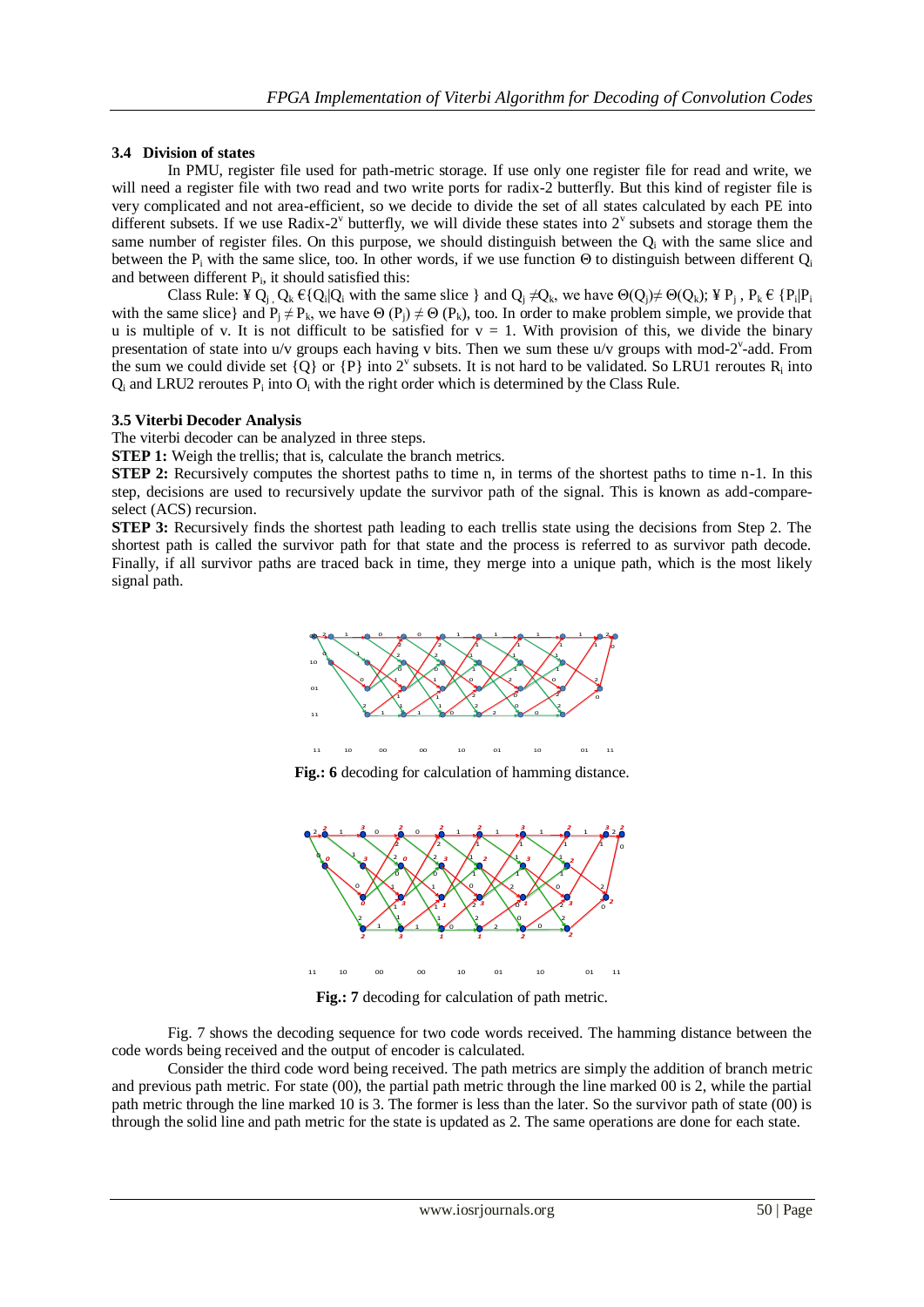### 3.4 Division of states

In PMU, register file used for path-metric storage. If use only one register file for read and write, we will need a register file with two read and two write ports for radix-2 butterfly. But this kind of register file is very complicated and not area-efficient, so we decide to divide the set of all states calculated by each PE into different subsets. If we use Radix-$2^v$ butterfly, we will divide these states into $2^v$ subsets and storage them the same number of register files. On this purpose, we should distinguish between the $Q_i$ with the same slice and between the $P_i$ with the same slice, too. In other words, if we use function Θ to distinguish between different $Q_i$ and between different $P_i$, it should satisfied this:

Class Rule: ¥ $Q_j$, $Q_k$ € $\{Q_i|Q_i$ with the same slice $\}$ and $Q_j \neq Q_k$, we have $\Theta(Q_j) \neq \Theta(Q_k)$; ¥ $P_j$, $P_k$ € $\{P_i|P_i$ with the same slice$\}$ and $P_j \neq P_k$, we have $\Theta(P_j) \neq \Theta(P_k)$, too. In order to make problem simple, we provide that u is multiple of v. It is not difficult to be satisfied for $v = 1$. With provision of this, we divide the binary presentation of state into u/v groups each having v bits. Then we sum these u/v groups with mod-$2^v$-add. From the sum we could divide set {Q} or {P} into $2^v$ subsets. It is not hard to be validated. So LRU1 reroutes $R_i$ into $Q_i$ and LRU2 reroutes $P_i$ into $O_i$ with the right order which is determined by the Class Rule.

### 3.5 Viterbi Decoder Analysis

The viterbi decoder can be analyzed in three steps.

**STEP 1:** Weigh the trellis; that is, calculate the branch metrics.

**STEP 2:** Recursively computes the shortest paths to time n, in terms of the shortest paths to time n-1. In this step, decisions are used to recursively update the survivor path of the signal. This is known as add-compare-select (ACS) recursion.

**STEP 3:** Recursively finds the shortest path leading to each trellis state using the decisions from Step 2. The shortest path is called the survivor path for that state and the process is referred to as survivor path decode. Finally, if all survivor paths are traced back in time, they merge into a unique path, which is the most likely signal path.

**Fig.: 6** decoding for calculation of hamming distance.

**Fig.: 7** decoding for calculation of path metric.

Fig. 7 shows the decoding sequence for two code words received. The hamming distance between the code words being received and the output of encoder is calculated.

Consider the third code word being received. The path metrics are simply the addition of branch metric and previous path metric. For state (00), the partial path metric through the line marked 00 is 2, while the partial path metric through the line marked 10 is 3. The former is less than the later. So the survivor path of state (00) is through the solid line and path metric for the state is updated as 2. The same operations are done for each state.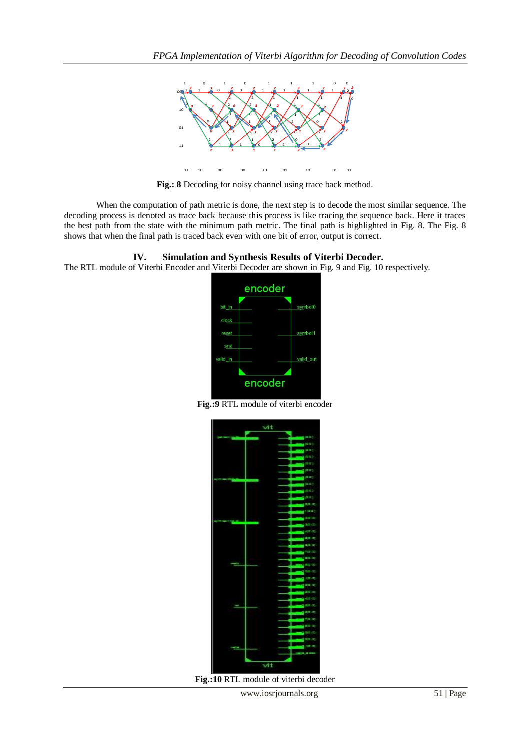**Fig.: 8** Decoding for noisy channel using trace back method.

When the computation of path metric is done, the next step is to decode the most similar sequence. The decoding process is denoted as trace back because this process is like tracing the sequence back. Here it traces the best path from the state with the minimum path metric. The final path is highlighted in Fig. 8. The Fig. 8 shows that when the final path is traced back even with one bit of error, output is correct.

## IV. Simulation and Synthesis Results of Viterbi Decoder.

The RTL module of Viterbi Encoder and Viterbi Decoder are shown in Fig. 9 and Fig. 10 respectively.

**Fig.:9** RTL module of viterbi encoder

**Fig.:10** RTL module of viterbi decoder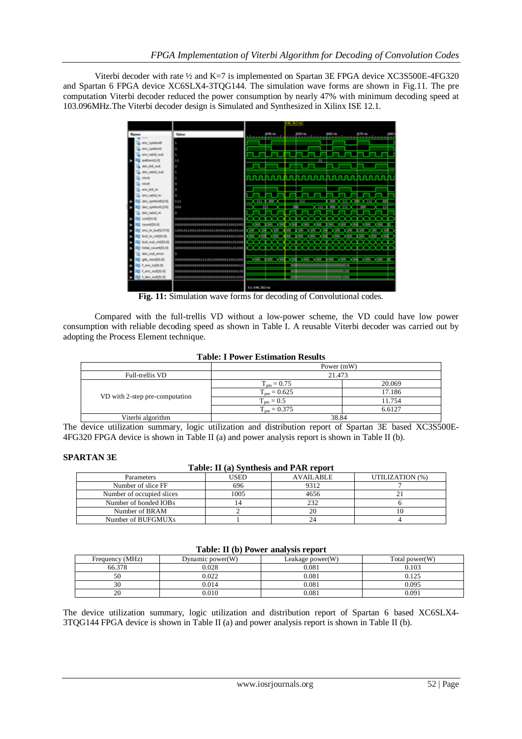Viterbi decoder with rate ½ and K=7 is implemented on Spartan 3E FPGA device XC3S500E-4FG320 and Spartan 6 FPGA device XC6SLX4-3TQG144. The simulation wave forms are shown in Fig.11. The pre computation Viterbi decoder reduced the power consumption by nearly 47% with minimum decoding speed at 103.096MHz.The Viterbi decoder design is Simulated and Synthesized in Xilinx ISE 12.1.

**Fig. 11:** Simulation wave forms for decoding of Convolutional codes.

Compared with the full-trellis VD without a low-power scheme, the VD could have low power consumption with reliable decoding speed as shown in Table I. A reusable Viterbi decoder was carried out by adopting the Process Element technique.

**Table: I Power Estimation Results**

| | Power (mW) | |
|---|---|---|
| Full-trellis VD | 21.473 | |
| VD with 2-step pre-computation | $T_{pm} = 0.75$ | 20.069 |
| | $T_{pm} = 0.625$ | 17.186 |
| | $T_{pm} = 0.5$ | 11.754 |
| | $T_{pm} = 0.375$ | 6.6127 |
| Viterbi algorithm | 38.84 | |

The device utilization summary, logic utilization and distribution report of Spartan 3E based XC3S500E-4FG320 FPGA device is shown in Table II (a) and power analysis report is shown in Table II (b).

**SPARTAN 3E**

**Table: II (a) Synthesis and PAR report**

| Parameters | USED | AVAILABLE | UTILIZATION (%) |
|---|---|---|---|
| Number of slice FF | 696 | 9312 | 7 |
| Number of occupied slices | 1005 | 4656 | 21 |
| Number of bonded IOBs | 14 | 232 | 6 |
| Number of BRAM | 2 | 20 | 10 |
| Number of BUFGMUXs | 1 | 24 | 4 |

**Table: II (b) Power analysis report**

| Frequency (MHz) | Dynamic power(W) | Leakage power(W) | Total power(W) |
|---|---|---|---|
| 66.378 | 0.028 | 0.081 | 0.103 |
| 50 | 0.022 | 0.081 | 0.125 |
| 30 | 0.014 | 0.081 | 0.095 |
| 20 | 0.010 | 0.081 | 0.091 |

The device utilization summary, logic utilization and distribution report of Spartan 6 based XC6SLX4-3TQG144 FPGA device is shown in Table II (a) and power analysis report is shown in Table II (b).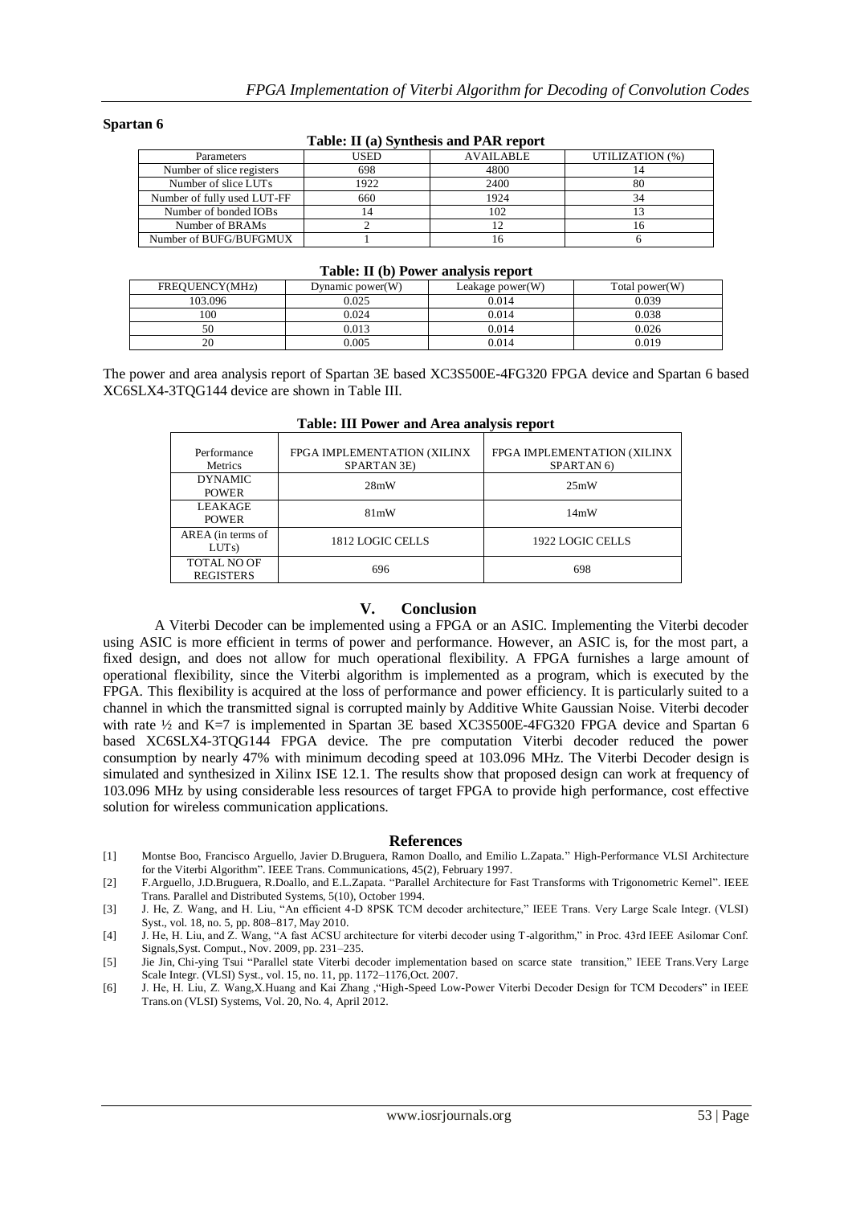**Spartan 6**

**Table: II (a) Synthesis and PAR report**

| Parameters | USED | AVAILABLE | UTILIZATION (%) |
|---|---|---|---|
| Number of slice registers | 698 | 4800 | 14 |
| Number of slice LUTs | 1922 | 2400 | 80 |
| Number of fully used LUT-FF | 660 | 1924 | 34 |
| Number of bonded IOBs | 14 | 102 | 13 |
| Number of BRAMs | 2 | 12 | 16 |
| Number of BUFG/BUFGMUX | 1 | 16 | 6 |

**Table: II (b) Power analysis report**

| FREQUENCY(MHz) | Dynamic power(W) | Leakage power(W) | Total power(W) |
|---|---|---|---|
| 103.096 | 0.025 | 0.014 | 0.039 |
| 100 | 0.024 | 0.014 | 0.038 |
| 50 | 0.013 | 0.014 | 0.026 |
| 20 | 0.005 | 0.014 | 0.019 |

The power and area analysis report of Spartan 3E based XC3S500E-4FG320 FPGA device and Spartan 6 based XC6SLX4-3TQG144 device are shown in Table III.

**Table: III Power and Area analysis report**

| Performance Metrics | FPGA IMPLEMENTATION (XILINX SPARTAN 3E) | FPGA IMPLEMENTATION (XILINX SPARTAN 6) |
|---|---|---|
| DYNAMIC POWER | 28mW | 25mW |
| LEAKAGE POWER | 81mW | 14mW |
| AREA (in terms of LUTs) | 1812 LOGIC CELLS | 1922 LOGIC CELLS |
| TOTAL NO OF REGISTERS | 696 | 698 |

## V. Conclusion

A Viterbi Decoder can be implemented using a FPGA or an ASIC. Implementing the Viterbi decoder using ASIC is more efficient in terms of power and performance. However, an ASIC is, for the most part, a fixed design, and does not allow for much operational flexibility. A FPGA furnishes a large amount of operational flexibility, since the Viterbi algorithm is implemented as a program, which is executed by the FPGA. This flexibility is acquired at the loss of performance and power efficiency. It is particularly suited to a channel in which the transmitted signal is corrupted mainly by Additive White Gaussian Noise. Viterbi decoder with rate ½ and K=7 is implemented in Spartan 3E based XC3S500E-4FG320 FPGA device and Spartan 6 based XC6SLX4-3TQG144 FPGA device. The pre computation Viterbi decoder reduced the power consumption by nearly 47% with minimum decoding speed at 103.096 MHz. The Viterbi Decoder design is simulated and synthesized in Xilinx ISE 12.1. The results show that proposed design can work at frequency of 103.096 MHz by using considerable less resources of target FPGA to provide high performance, cost effective solution for wireless communication applications.

## References

[1] Montse Boo, Francisco Arguello, Javier D.Bruguera, Ramon Doallo, and Emilio L.Zapata." High-Performance VLSI Architecture for the Viterbi Algorithm". IEEE Trans. Communications, 45(2), February 1997.

[2] F.Arguello, J.D.Bruguera, R.Doallo, and E.L.Zapata. "Parallel Architecture for Fast Transforms with Trigonometric Kernel". IEEE Trans. Parallel and Distributed Systems, 5(10), October 1994.

[3] J. He, Z. Wang, and H. Liu, "An efficient 4-D 8PSK TCM decoder architecture," IEEE Trans. Very Large Scale Integr. (VLSI) Syst., vol. 18, no. 5, pp. 808–817, May 2010.

[4] J. He, H. Liu, and Z. Wang, "A fast ACSU architecture for viterbi decoder using T-algorithm," in Proc. 43rd IEEE Asilomar Conf. Signals,Syst. Comput., Nov. 2009, pp. 231–235.

[5] Jie Jin, Chi-ying Tsui "Parallel state Viterbi decoder implementation based on scarce state transition," IEEE Trans.Very Large Scale Integr. (VLSI) Syst., vol. 15, no. 11, pp. 1172–1176,Oct. 2007.

[6] J. He, H. Liu, Z. Wang,X.Huang and Kai Zhang ,"High-Speed Low-Power Viterbi Decoder Design for TCM Decoders" in IEEE Trans.on (VLSI) Systems, Vol. 20, No. 4, April 2012.